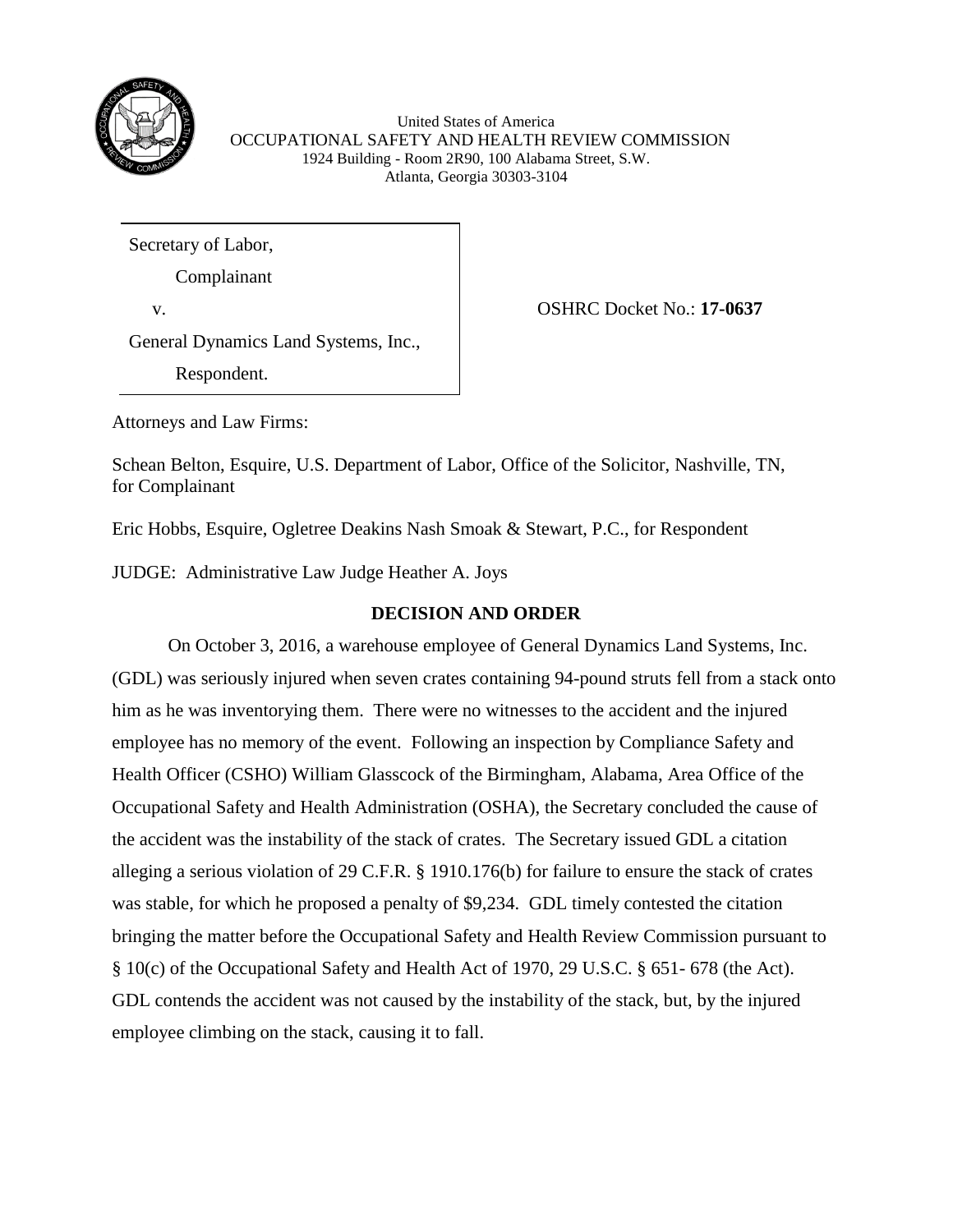United States of America
OCCUPATIONAL SAFETY AND HEALTH REVIEW COMMISSION
1924 Building - Room 2R90, 100 Alabama Street, S.W.
Atlanta, Georgia 30303-3104

Secretary of Labor,

Complainant

v.

General Dynamics Land Systems, Inc.,

Respondent.

OSHRC Docket No.: **17-0637**

Attorneys and Law Firms:

Schean Belton, Esquire, U.S. Department of Labor, Office of the Solicitor, Nashville, TN, for Complainant

Eric Hobbs, Esquire, Ogletree Deakins Nash Smoak & Stewart, P.C., for Respondent

JUDGE: Administrative Law Judge Heather A. Joys

## DECISION AND ORDER

On October 3, 2016, a warehouse employee of General Dynamics Land Systems, Inc. (GDL) was seriously injured when seven crates containing 94-pound struts fell from a stack onto him as he was inventorying them. There were no witnesses to the accident and the injured employee has no memory of the event. Following an inspection by Compliance Safety and Health Officer (CSHO) William Glasscock of the Birmingham, Alabama, Area Office of the Occupational Safety and Health Administration (OSHA), the Secretary concluded the cause of the accident was the instability of the stack of crates. The Secretary issued GDL a citation alleging a serious violation of 29 C.F.R. § 1910.176(b) for failure to ensure the stack of crates was stable, for which he proposed a penalty of $9,234. GDL timely contested the citation bringing the matter before the Occupational Safety and Health Review Commission pursuant to § 10(c) of the Occupational Safety and Health Act of 1970, 29 U.S.C. § 651- 678 (the Act). GDL contends the accident was not caused by the instability of the stack, but, by the injured employee climbing on the stack, causing it to fall.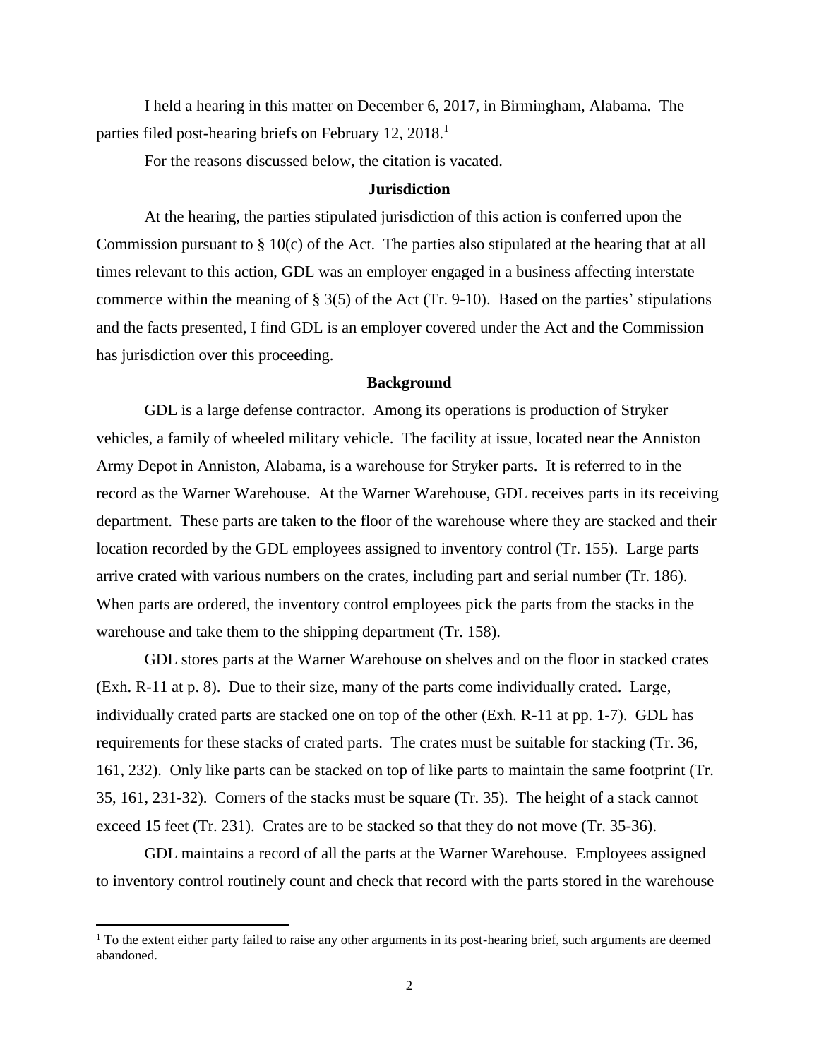I held a hearing in this matter on December 6, 2017, in Birmingham, Alabama. The parties filed post-hearing briefs on February 12, 2018.[1]

For the reasons discussed below, the citation is vacated.

## Jurisdiction

At the hearing, the parties stipulated jurisdiction of this action is conferred upon the Commission pursuant to § 10(c) of the Act. The parties also stipulated at the hearing that at all times relevant to this action, GDL was an employer engaged in a business affecting interstate commerce within the meaning of § 3(5) of the Act (Tr. 9-10). Based on the parties' stipulations and the facts presented, I find GDL is an employer covered under the Act and the Commission has jurisdiction over this proceeding.

## Background

GDL is a large defense contractor. Among its operations is production of Stryker vehicles, a family of wheeled military vehicle. The facility at issue, located near the Anniston Army Depot in Anniston, Alabama, is a warehouse for Stryker parts. It is referred to in the record as the Warner Warehouse. At the Warner Warehouse, GDL receives parts in its receiving department. These parts are taken to the floor of the warehouse where they are stacked and their location recorded by the GDL employees assigned to inventory control (Tr. 155). Large parts arrive crated with various numbers on the crates, including part and serial number (Tr. 186). When parts are ordered, the inventory control employees pick the parts from the stacks in the warehouse and take them to the shipping department (Tr. 158).

GDL stores parts at the Warner Warehouse on shelves and on the floor in stacked crates (Exh. R-11 at p. 8). Due to their size, many of the parts come individually crated. Large, individually crated parts are stacked one on top of the other (Exh. R-11 at pp. 1-7). GDL has requirements for these stacks of crated parts. The crates must be suitable for stacking (Tr. 36, 161, 232). Only like parts can be stacked on top of like parts to maintain the same footprint (Tr. 35, 161, 231-32). Corners of the stacks must be square (Tr. 35). The height of a stack cannot exceed 15 feet (Tr. 231). Crates are to be stacked so that they do not move (Tr. 35-36).

GDL maintains a record of all the parts at the Warner Warehouse. Employees assigned to inventory control routinely count and check that record with the parts stored in the warehouse

[1] To the extent either party failed to raise any other arguments in its post-hearing brief, such arguments are deemed abandoned.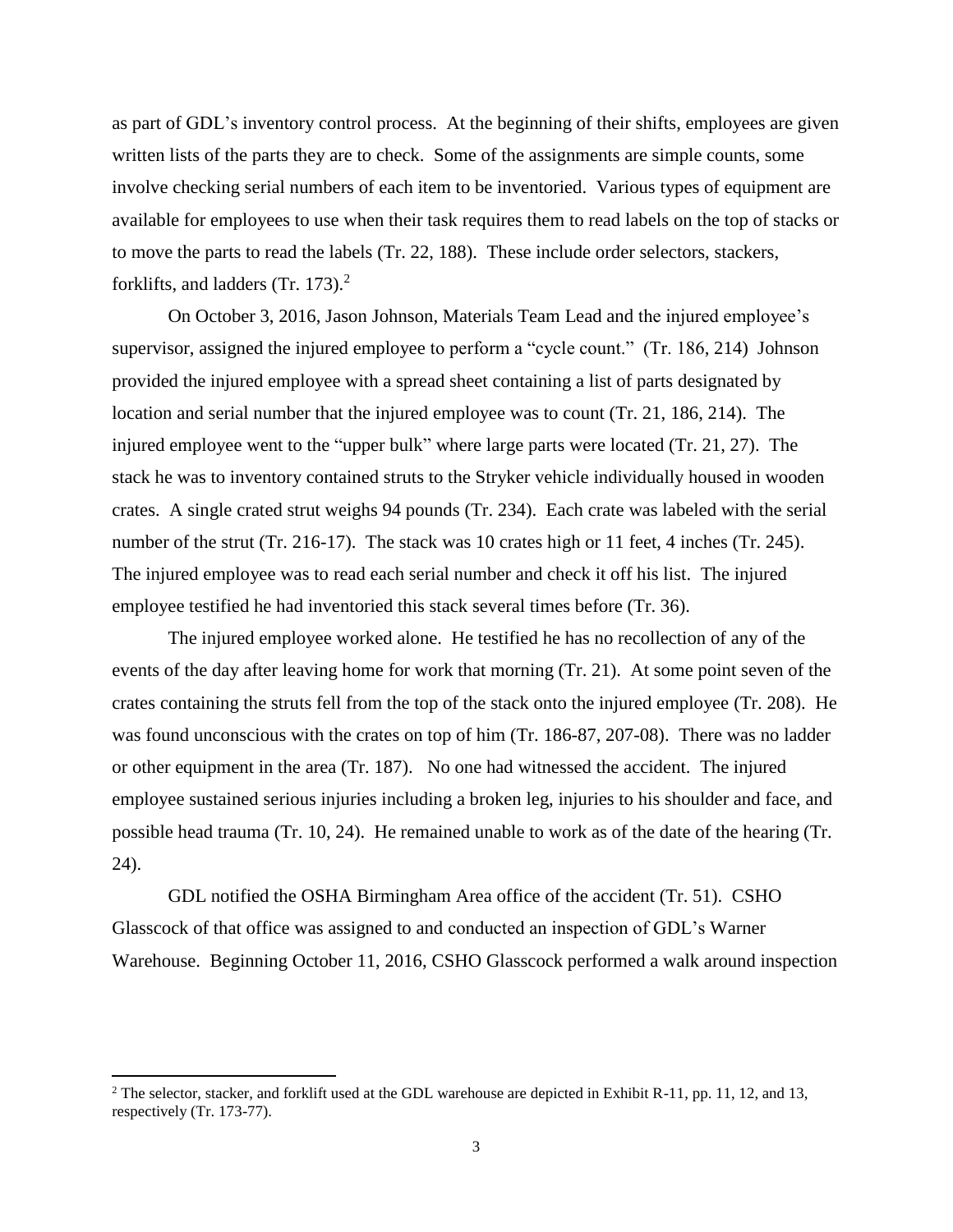as part of GDL's inventory control process. At the beginning of their shifts, employees are given written lists of the parts they are to check. Some of the assignments are simple counts, some involve checking serial numbers of each item to be inventoried. Various types of equipment are available for employees to use when their task requires them to read labels on the top of stacks or to move the parts to read the labels (Tr. 22, 188). These include order selectors, stackers, forklifts, and ladders (Tr. 173).[2]

On October 3, 2016, Jason Johnson, Materials Team Lead and the injured employee's supervisor, assigned the injured employee to perform a "cycle count." (Tr. 186, 214) Johnson provided the injured employee with a spread sheet containing a list of parts designated by location and serial number that the injured employee was to count (Tr. 21, 186, 214). The injured employee went to the "upper bulk" where large parts were located (Tr. 21, 27). The stack he was to inventory contained struts to the Stryker vehicle individually housed in wooden crates. A single crated strut weighs 94 pounds (Tr. 234). Each crate was labeled with the serial number of the strut (Tr. 216-17). The stack was 10 crates high or 11 feet, 4 inches (Tr. 245). The injured employee was to read each serial number and check it off his list. The injured employee testified he had inventoried this stack several times before (Tr. 36).

The injured employee worked alone. He testified he has no recollection of any of the events of the day after leaving home for work that morning (Tr. 21). At some point seven of the crates containing the struts fell from the top of the stack onto the injured employee (Tr. 208). He was found unconscious with the crates on top of him (Tr. 186-87, 207-08). There was no ladder or other equipment in the area (Tr. 187). No one had witnessed the accident. The injured employee sustained serious injuries including a broken leg, injuries to his shoulder and face, and possible head trauma (Tr. 10, 24). He remained unable to work as of the date of the hearing (Tr. 24).

GDL notified the OSHA Birmingham Area office of the accident (Tr. 51). CSHO Glasscock of that office was assigned to and conducted an inspection of GDL's Warner Warehouse. Beginning October 11, 2016, CSHO Glasscock performed a walk around inspection

---

[2] The selector, stacker, and forklift used at the GDL warehouse are depicted in Exhibit R-11, pp. 11, 12, and 13, respectively (Tr. 173-77).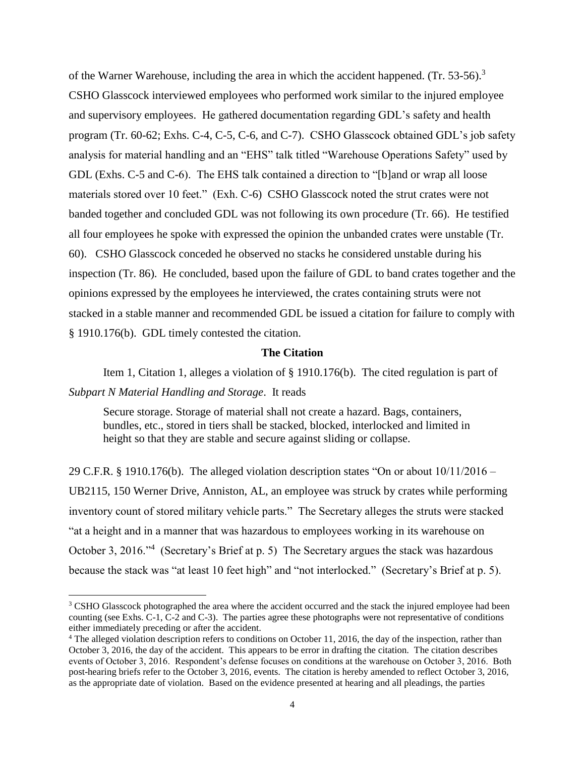of the Warner Warehouse, including the area in which the accident happened. (Tr. 53-56).[3] CSHO Glasscock interviewed employees who performed work similar to the injured employee and supervisory employees. He gathered documentation regarding GDL's safety and health program (Tr. 60-62; Exhs. C-4, C-5, C-6, and C-7). CSHO Glasscock obtained GDL's job safety analysis for material handling and an "EHS" talk titled "Warehouse Operations Safety" used by GDL (Exhs. C-5 and C-6). The EHS talk contained a direction to "[b]and or wrap all loose materials stored over 10 feet." (Exh. C-6) CSHO Glasscock noted the strut crates were not banded together and concluded GDL was not following its own procedure (Tr. 66). He testified all four employees he spoke with expressed the opinion the unbanded crates were unstable (Tr. 60). CSHO Glasscock conceded he observed no stacks he considered unstable during his inspection (Tr. 86). He concluded, based upon the failure of GDL to band crates together and the opinions expressed by the employees he interviewed, the crates containing struts were not stacked in a stable manner and recommended GDL be issued a citation for failure to comply with § 1910.176(b). GDL timely contested the citation.

## The Citation

Item 1, Citation 1, alleges a violation of § 1910.176(b). The cited regulation is part of *Subpart N Material Handling and Storage*. It reads

> Secure storage. Storage of material shall not create a hazard. Bags, containers, bundles, etc., stored in tiers shall be stacked, blocked, interlocked and limited in height so that they are stable and secure against sliding or collapse.

29 C.F.R. § 1910.176(b). The alleged violation description states "On or about 10/11/2016 – UB2115, 150 Werner Drive, Anniston, AL, an employee was struck by crates while performing inventory count of stored military vehicle parts." The Secretary alleges the struts were stacked "at a height and in a manner that was hazardous to employees working in its warehouse on October 3, 2016."[4] (Secretary's Brief at p. 5) The Secretary argues the stack was hazardous because the stack was "at least 10 feet high" and "not interlocked." (Secretary's Brief at p. 5).

---

[3] CSHO Glasscock photographed the area where the accident occurred and the stack the injured employee had been counting (see Exhs. C-1, C-2 and C-3). The parties agree these photographs were not representative of conditions either immediately preceding or after the accident.

[4] The alleged violation description refers to conditions on October 11, 2016, the day of the inspection, rather than October 3, 2016, the day of the accident. This appears to be error in drafting the citation. The citation describes events of October 3, 2016. Respondent's defense focuses on conditions at the warehouse on October 3, 2016. Both post-hearing briefs refer to the October 3, 2016, events. The citation is hereby amended to reflect October 3, 2016, as the appropriate date of violation. Based on the evidence presented at hearing and all pleadings, the parties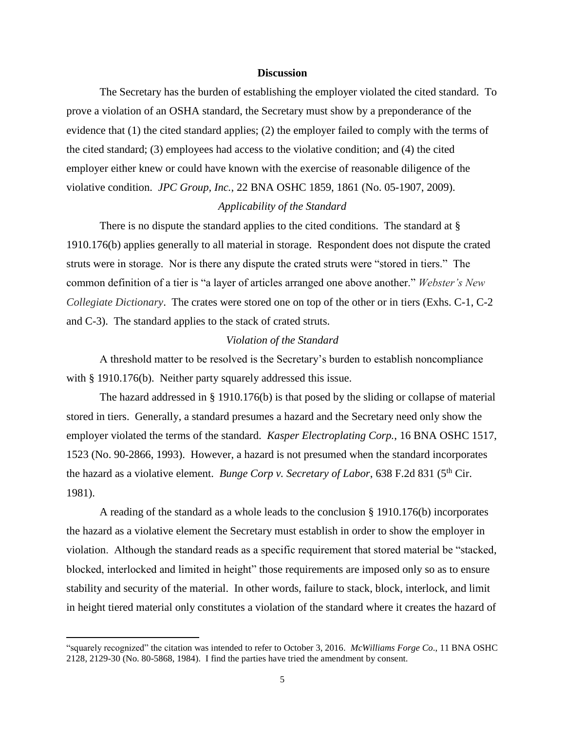## Discussion

The Secretary has the burden of establishing the employer violated the cited standard. To prove a violation of an OSHA standard, the Secretary must show by a preponderance of the evidence that (1) the cited standard applies; (2) the employer failed to comply with the terms of the cited standard; (3) employees had access to the violative condition; and (4) the cited employer either knew or could have known with the exercise of reasonable diligence of the violative condition. *JPC Group, Inc.*, 22 BNA OSHC 1859, 1861 (No. 05-1907, 2009).

*Applicability of the Standard*

There is no dispute the standard applies to the cited conditions. The standard at § 1910.176(b) applies generally to all material in storage. Respondent does not dispute the crated struts were in storage. Nor is there any dispute the crated struts were "stored in tiers." The common definition of a tier is "a layer of articles arranged one above another." *Webster's New Collegiate Dictionary*. The crates were stored one on top of the other or in tiers (Exhs. C-1, C-2 and C-3). The standard applies to the stack of crated struts.

*Violation of the Standard*

A threshold matter to be resolved is the Secretary's burden to establish noncompliance with § 1910.176(b). Neither party squarely addressed this issue.

The hazard addressed in § 1910.176(b) is that posed by the sliding or collapse of material stored in tiers. Generally, a standard presumes a hazard and the Secretary need only show the employer violated the terms of the standard. *Kasper Electroplating Corp.*, 16 BNA OSHC 1517, 1523 (No. 90-2866, 1993). However, a hazard is not presumed when the standard incorporates the hazard as a violative element. *Bunge Corp v. Secretary of Labor*, 638 F.2d 831 (5th Cir. 1981).

A reading of the standard as a whole leads to the conclusion § 1910.176(b) incorporates the hazard as a violative element the Secretary must establish in order to show the employer in violation. Although the standard reads as a specific requirement that stored material be "stacked, blocked, interlocked and limited in height" those requirements are imposed only so as to ensure stability and security of the material. In other words, failure to stack, block, interlock, and limit in height tiered material only constitutes a violation of the standard where it creates the hazard of

---

"squarely recognized" the citation was intended to refer to October 3, 2016. *McWilliams Forge Co*., 11 BNA OSHC 2128, 2129-30 (No. 80-5868, 1984). I find the parties have tried the amendment by consent.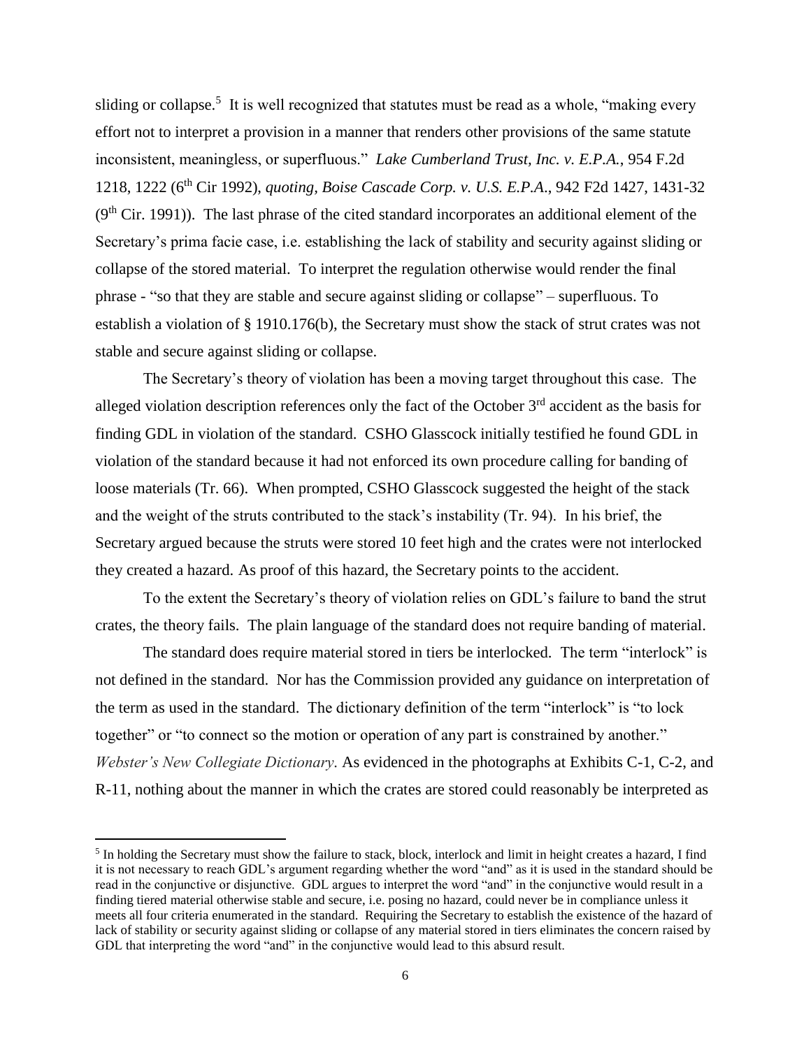sliding or collapse.[5] It is well recognized that statutes must be read as a whole, "making every effort not to interpret a provision in a manner that renders other provisions of the same statute inconsistent, meaningless, or superfluous." *Lake Cumberland Trust, Inc. v. E.P.A.*, 954 F.2d 1218, 1222 (6th Cir 1992), *quoting*, *Boise Cascade Corp. v. U.S. E.P.A.*, 942 F2d 1427, 1431-32 (9th Cir. 1991)). The last phrase of the cited standard incorporates an additional element of the Secretary's prima facie case, i.e. establishing the lack of stability and security against sliding or collapse of the stored material. To interpret the regulation otherwise would render the final phrase - "so that they are stable and secure against sliding or collapse" – superfluous. To establish a violation of § 1910.176(b), the Secretary must show the stack of strut crates was not stable and secure against sliding or collapse.

The Secretary's theory of violation has been a moving target throughout this case. The alleged violation description references only the fact of the October 3rd accident as the basis for finding GDL in violation of the standard. CSHO Glasscock initially testified he found GDL in violation of the standard because it had not enforced its own procedure calling for banding of loose materials (Tr. 66). When prompted, CSHO Glasscock suggested the height of the stack and the weight of the struts contributed to the stack's instability (Tr. 94). In his brief, the Secretary argued because the struts were stored 10 feet high and the crates were not interlocked they created a hazard. As proof of this hazard, the Secretary points to the accident.

To the extent the Secretary's theory of violation relies on GDL's failure to band the strut crates, the theory fails. The plain language of the standard does not require banding of material.

The standard does require material stored in tiers be interlocked. The term "interlock" is not defined in the standard. Nor has the Commission provided any guidance on interpretation of the term as used in the standard. The dictionary definition of the term "interlock" is "to lock together" or "to connect so the motion or operation of any part is constrained by another." *Webster's New Collegiate Dictionary*. As evidenced in the photographs at Exhibits C-1, C-2, and R-11, nothing about the manner in which the crates are stored could reasonably be interpreted as

[5] In holding the Secretary must show the failure to stack, block, interlock and limit in height creates a hazard, I find it is not necessary to reach GDL's argument regarding whether the word "and" as it is used in the standard should be read in the conjunctive or disjunctive. GDL argues to interpret the word "and" in the conjunctive would result in a finding tiered material otherwise stable and secure, i.e. posing no hazard, could never be in compliance unless it meets all four criteria enumerated in the standard. Requiring the Secretary to establish the existence of the hazard of lack of stability or security against sliding or collapse of any material stored in tiers eliminates the concern raised by GDL that interpreting the word "and" in the conjunctive would lead to this absurd result.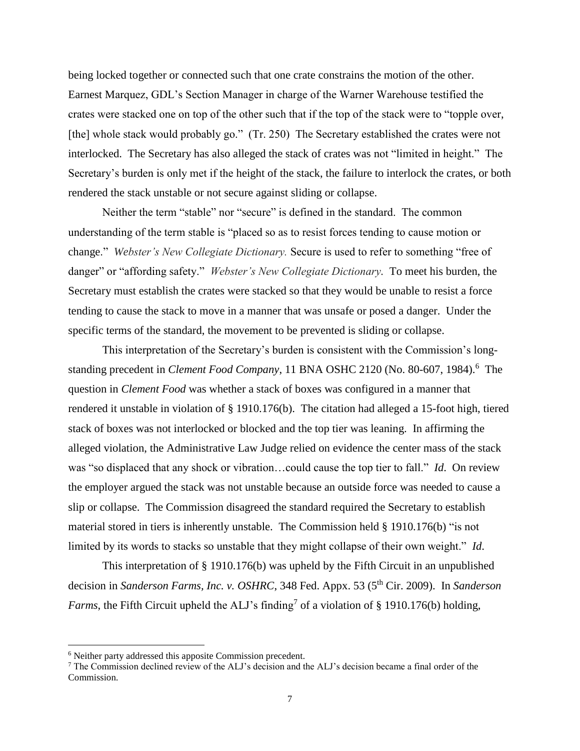being locked together or connected such that one crate constrains the motion of the other. Earnest Marquez, GDL's Section Manager in charge of the Warner Warehouse testified the crates were stacked one on top of the other such that if the top of the stack were to "topple over, [the] whole stack would probably go." (Tr. 250) The Secretary established the crates were not interlocked. The Secretary has also alleged the stack of crates was not "limited in height." The Secretary's burden is only met if the height of the stack, the failure to interlock the crates, or both rendered the stack unstable or not secure against sliding or collapse.

Neither the term "stable" nor "secure" is defined in the standard. The common understanding of the term stable is "placed so as to resist forces tending to cause motion or change." *Webster's New Collegiate Dictionary.* Secure is used to refer to something "free of danger" or "affording safety." *Webster's New Collegiate Dictionary*. To meet his burden, the Secretary must establish the crates were stacked so that they would be unable to resist a force tending to cause the stack to move in a manner that was unsafe or posed a danger. Under the specific terms of the standard, the movement to be prevented is sliding or collapse.

This interpretation of the Secretary's burden is consistent with the Commission's long-standing precedent in *Clement Food Company*, 11 BNA OSHC 2120 (No. 80-607, 1984).[6] The question in *Clement Food* was whether a stack of boxes was configured in a manner that rendered it unstable in violation of § 1910.176(b). The citation had alleged a 15-foot high, tiered stack of boxes was not interlocked or blocked and the top tier was leaning. In affirming the alleged violation, the Administrative Law Judge relied on evidence the center mass of the stack was "so displaced that any shock or vibration…could cause the top tier to fall." *Id*. On review the employer argued the stack was not unstable because an outside force was needed to cause a slip or collapse. The Commission disagreed the standard required the Secretary to establish material stored in tiers is inherently unstable. The Commission held § 1910.176(b) "is not limited by its words to stacks so unstable that they might collapse of their own weight." *Id.*

This interpretation of § 1910.176(b) was upheld by the Fifth Circuit in an unpublished decision in *Sanderson Farms, Inc. v. OSHRC*, 348 Fed. Appx. 53 (5th Cir. 2009). In *Sanderson Farms*, the Fifth Circuit upheld the ALJ's finding[7] of a violation of § 1910.176(b) holding,

---

[6] Neither party addressed this apposite Commission precedent.

[7] The Commission declined review of the ALJ's decision and the ALJ's decision became a final order of the Commission.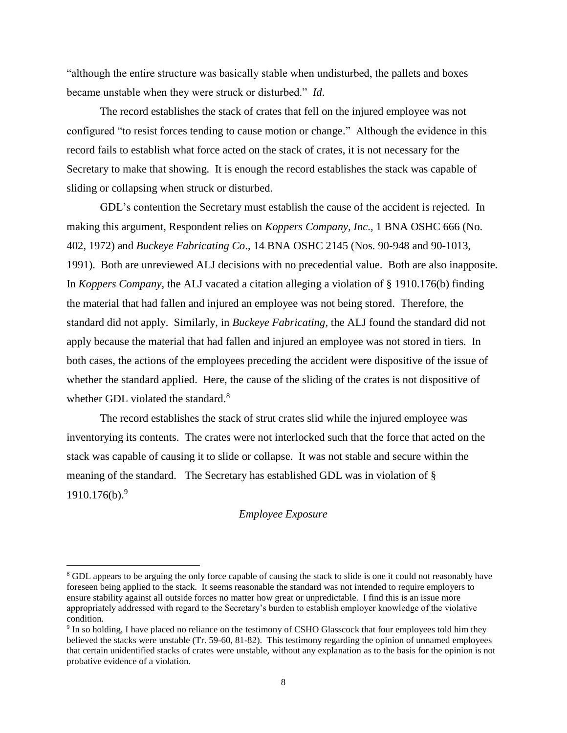"although the entire structure was basically stable when undisturbed, the pallets and boxes became unstable when they were struck or disturbed." *Id*.

The record establishes the stack of crates that fell on the injured employee was not configured "to resist forces tending to cause motion or change." Although the evidence in this record fails to establish what force acted on the stack of crates, it is not necessary for the Secretary to make that showing. It is enough the record establishes the stack was capable of sliding or collapsing when struck or disturbed.

GDL's contention the Secretary must establish the cause of the accident is rejected. In making this argument, Respondent relies on *Koppers Company, Inc*., 1 BNA OSHC 666 (No. 402, 1972) and *Buckeye Fabricating Co*., 14 BNA OSHC 2145 (Nos. 90-948 and 90-1013, 1991). Both are unreviewed ALJ decisions with no precedential value. Both are also inapposite. In *Koppers Company*, the ALJ vacated a citation alleging a violation of § 1910.176(b) finding the material that had fallen and injured an employee was not being stored. Therefore, the standard did not apply. Similarly, in *Buckeye Fabricating*, the ALJ found the standard did not apply because the material that had fallen and injured an employee was not stored in tiers. In both cases, the actions of the employees preceding the accident were dispositive of the issue of whether the standard applied. Here, the cause of the sliding of the crates is not dispositive of whether GDL violated the standard.[8]

The record establishes the stack of strut crates slid while the injured employee was inventorying its contents. The crates were not interlocked such that the force that acted on the stack was capable of causing it to slide or collapse. It was not stable and secure within the meaning of the standard. The Secretary has established GDL was in violation of § 1910.176(b).[9]

*Employee Exposure*

---

[8] GDL appears to be arguing the only force capable of causing the stack to slide is one it could not reasonably have foreseen being applied to the stack. It seems reasonable the standard was not intended to require employers to ensure stability against all outside forces no matter how great or unpredictable. I find this is an issue more appropriately addressed with regard to the Secretary's burden to establish employer knowledge of the violative condition.

[9] In so holding, I have placed no reliance on the testimony of CSHO Glasscock that four employees told him they believed the stacks were unstable (Tr. 59-60, 81-82). This testimony regarding the opinion of unnamed employees that certain unidentified stacks of crates were unstable, without any explanation as to the basis for the opinion is not probative evidence of a violation.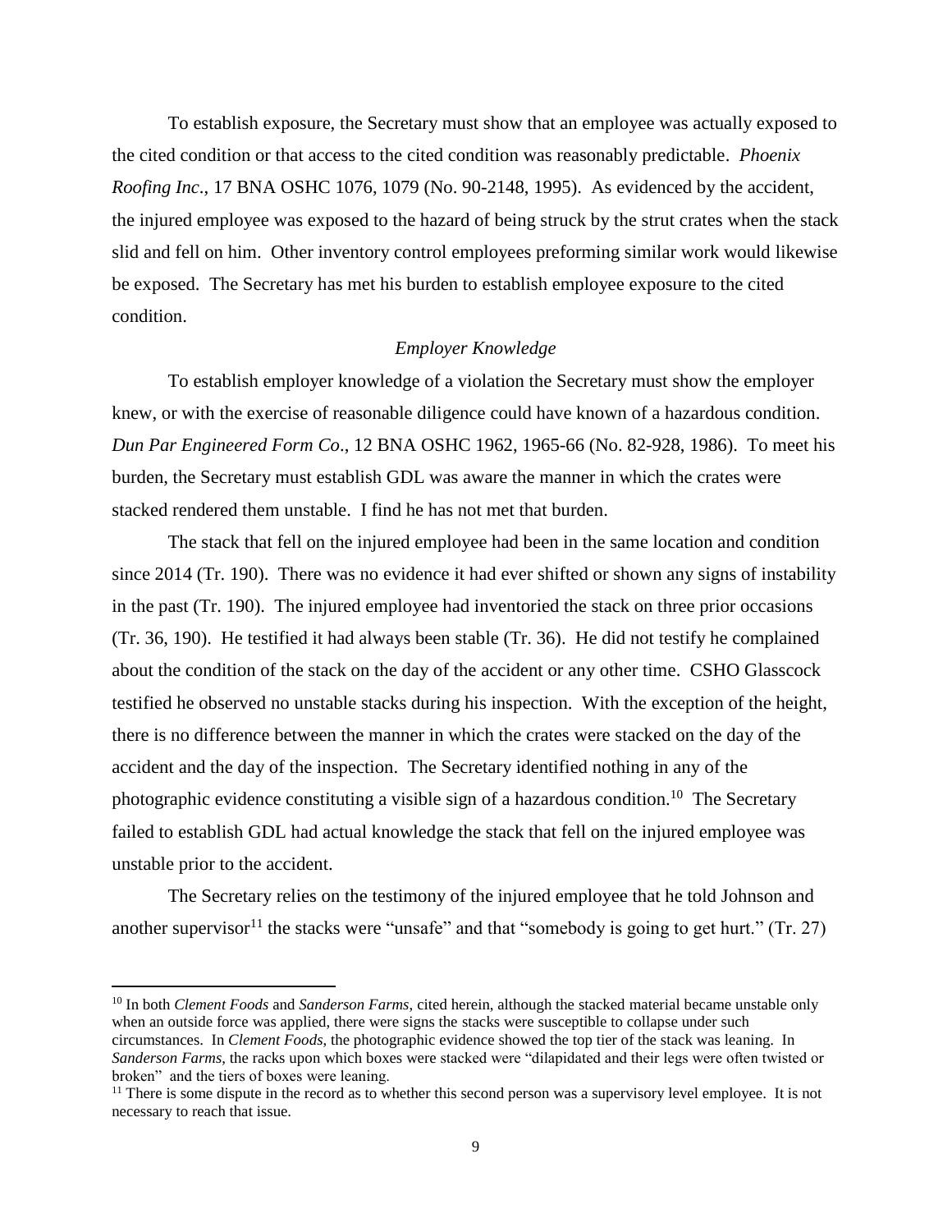To establish exposure, the Secretary must show that an employee was actually exposed to the cited condition or that access to the cited condition was reasonably predictable. *Phoenix Roofing Inc*., 17 BNA OSHC 1076, 1079 (No. 90-2148, 1995). As evidenced by the accident, the injured employee was exposed to the hazard of being struck by the strut crates when the stack slid and fell on him. Other inventory control employees preforming similar work would likewise be exposed. The Secretary has met his burden to establish employee exposure to the cited condition.

*Employer Knowledge*

To establish employer knowledge of a violation the Secretary must show the employer knew, or with the exercise of reasonable diligence could have known of a hazardous condition. *Dun Par Engineered Form Co*., 12 BNA OSHC 1962, 1965-66 (No. 82-928, 1986). To meet his burden, the Secretary must establish GDL was aware the manner in which the crates were stacked rendered them unstable. I find he has not met that burden.

The stack that fell on the injured employee had been in the same location and condition since 2014 (Tr. 190). There was no evidence it had ever shifted or shown any signs of instability in the past (Tr. 190). The injured employee had inventoried the stack on three prior occasions (Tr. 36, 190). He testified it had always been stable (Tr. 36). He did not testify he complained about the condition of the stack on the day of the accident or any other time. CSHO Glasscock testified he observed no unstable stacks during his inspection. With the exception of the height, there is no difference between the manner in which the crates were stacked on the day of the accident and the day of the inspection. The Secretary identified nothing in any of the photographic evidence constituting a visible sign of a hazardous condition.[10] The Secretary failed to establish GDL had actual knowledge the stack that fell on the injured employee was unstable prior to the accident.

The Secretary relies on the testimony of the injured employee that he told Johnson and another supervisor[11] the stacks were "unsafe" and that "somebody is going to get hurt." (Tr. 27)

---

[10] In both *Clement Foods* and *Sanderson Farms,* cited herein, although the stacked material became unstable only when an outside force was applied, there were signs the stacks were susceptible to collapse under such circumstances. In *Clement Foods*, the photographic evidence showed the top tier of the stack was leaning. In *Sanderson Farms*, the racks upon which boxes were stacked were "dilapidated and their legs were often twisted or broken" and the tiers of boxes were leaning.

[11] There is some dispute in the record as to whether this second person was a supervisory level employee. It is not necessary to reach that issue.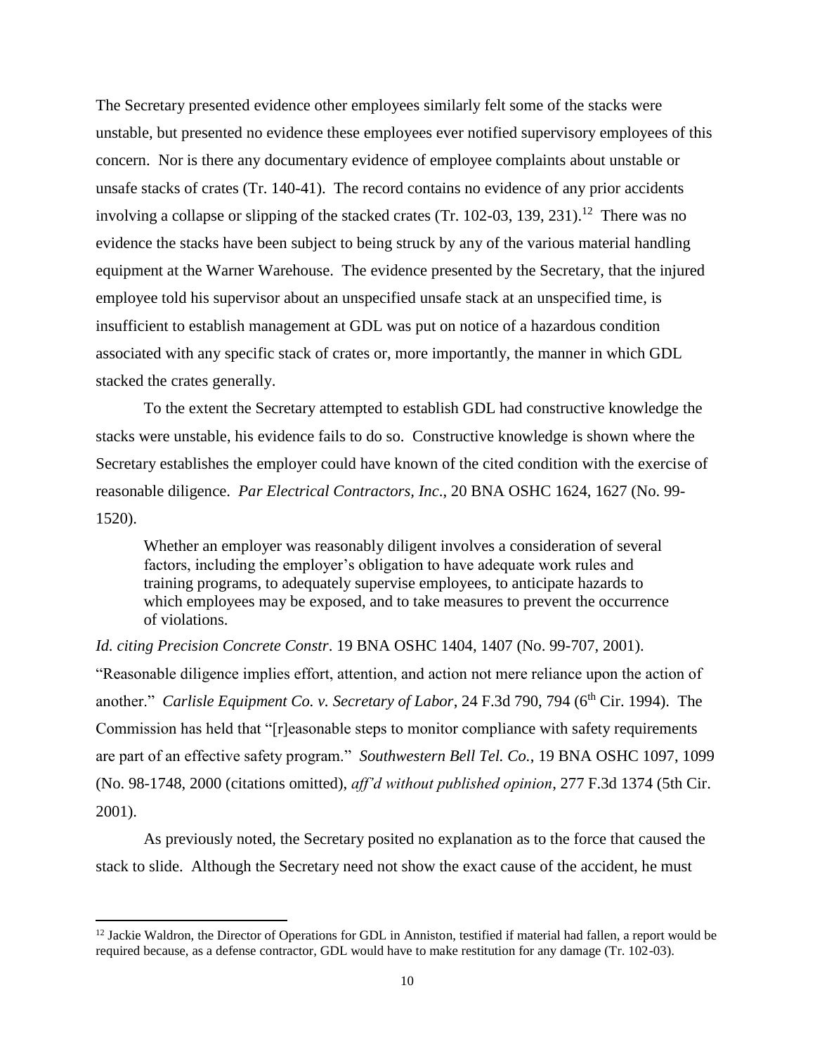The Secretary presented evidence other employees similarly felt some of the stacks were unstable, but presented no evidence these employees ever notified supervisory employees of this concern. Nor is there any documentary evidence of employee complaints about unstable or unsafe stacks of crates (Tr. 140-41). The record contains no evidence of any prior accidents involving a collapse or slipping of the stacked crates (Tr. 102-03, 139, 231).[12] There was no evidence the stacks have been subject to being struck by any of the various material handling equipment at the Warner Warehouse. The evidence presented by the Secretary, that the injured employee told his supervisor about an unspecified unsafe stack at an unspecified time, is insufficient to establish management at GDL was put on notice of a hazardous condition associated with any specific stack of crates or, more importantly, the manner in which GDL stacked the crates generally.

To the extent the Secretary attempted to establish GDL had constructive knowledge the stacks were unstable, his evidence fails to do so. Constructive knowledge is shown where the Secretary establishes the employer could have known of the cited condition with the exercise of reasonable diligence. *Par Electrical Contractors, Inc*., 20 BNA OSHC 1624, 1627 (No. 99-1520).

> Whether an employer was reasonably diligent involves a consideration of several factors, including the employer's obligation to have adequate work rules and training programs, to adequately supervise employees, to anticipate hazards to which employees may be exposed, and to take measures to prevent the occurrence of violations.

*Id. citing Precision Concrete Constr*. 19 BNA OSHC 1404, 1407 (No. 99-707, 2001). "Reasonable diligence implies effort, attention, and action not mere reliance upon the action of another." *Carlisle Equipment Co. v. Secretary of Labor*, 24 F.3d 790, 794 (6th Cir. 1994). The Commission has held that "[r]easonable steps to monitor compliance with safety requirements are part of an effective safety program." *Southwestern Bell Tel. Co.*, 19 BNA OSHC 1097, 1099 (No. 98-1748, 2000 (citations omitted), *aff'd without published opinion*, 277 F.3d 1374 (5th Cir. 2001).

As previously noted, the Secretary posited no explanation as to the force that caused the stack to slide. Although the Secretary need not show the exact cause of the accident, he must

[12] Jackie Waldron, the Director of Operations for GDL in Anniston, testified if material had fallen, a report would be required because, as a defense contractor, GDL would have to make restitution for any damage (Tr. 102-03).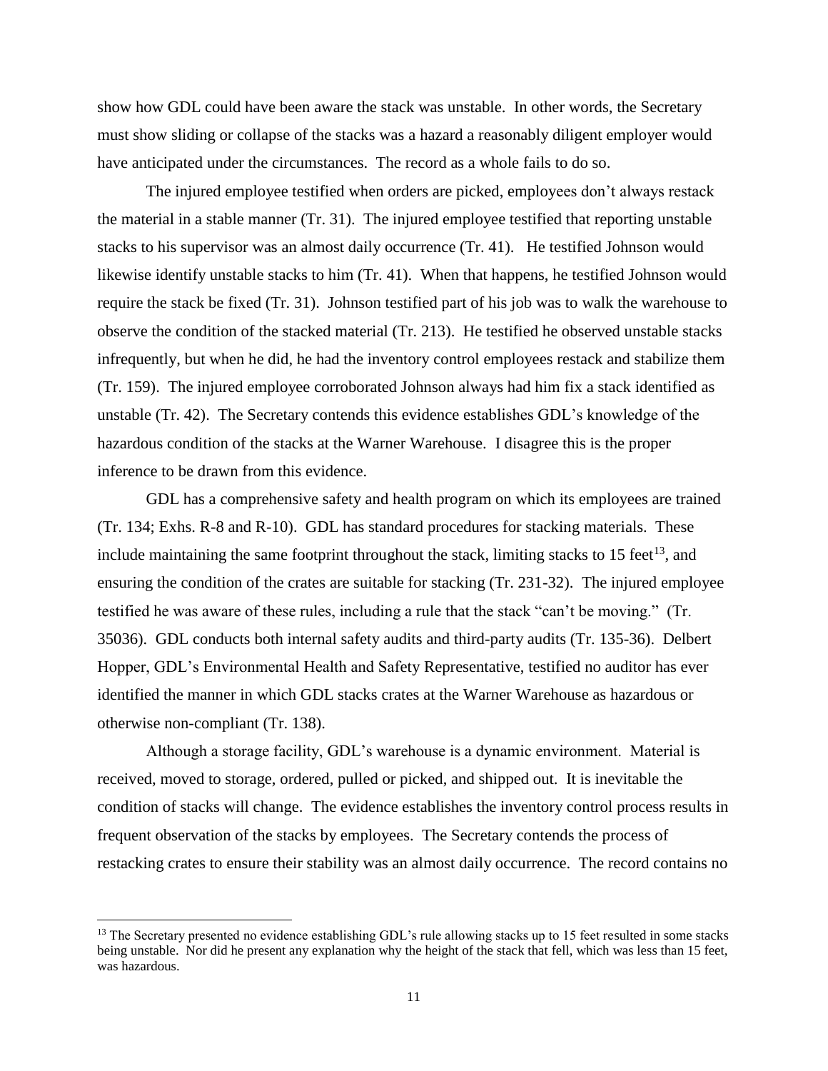show how GDL could have been aware the stack was unstable. In other words, the Secretary must show sliding or collapse of the stacks was a hazard a reasonably diligent employer would have anticipated under the circumstances. The record as a whole fails to do so.

The injured employee testified when orders are picked, employees don't always restack the material in a stable manner (Tr. 31). The injured employee testified that reporting unstable stacks to his supervisor was an almost daily occurrence (Tr. 41). He testified Johnson would likewise identify unstable stacks to him (Tr. 41). When that happens, he testified Johnson would require the stack be fixed (Tr. 31). Johnson testified part of his job was to walk the warehouse to observe the condition of the stacked material (Tr. 213). He testified he observed unstable stacks infrequently, but when he did, he had the inventory control employees restack and stabilize them (Tr. 159). The injured employee corroborated Johnson always had him fix a stack identified as unstable (Tr. 42). The Secretary contends this evidence establishes GDL's knowledge of the hazardous condition of the stacks at the Warner Warehouse. I disagree this is the proper inference to be drawn from this evidence.

GDL has a comprehensive safety and health program on which its employees are trained (Tr. 134; Exhs. R-8 and R-10). GDL has standard procedures for stacking materials. These include maintaining the same footprint throughout the stack, limiting stacks to 15 feet[13], and ensuring the condition of the crates are suitable for stacking (Tr. 231-32). The injured employee testified he was aware of these rules, including a rule that the stack "can't be moving." (Tr. 35036). GDL conducts both internal safety audits and third-party audits (Tr. 135-36). Delbert Hopper, GDL's Environmental Health and Safety Representative, testified no auditor has ever identified the manner in which GDL stacks crates at the Warner Warehouse as hazardous or otherwise non-compliant (Tr. 138).

Although a storage facility, GDL's warehouse is a dynamic environment. Material is received, moved to storage, ordered, pulled or picked, and shipped out. It is inevitable the condition of stacks will change. The evidence establishes the inventory control process results in frequent observation of the stacks by employees. The Secretary contends the process of restacking crates to ensure their stability was an almost daily occurrence. The record contains no

[13] The Secretary presented no evidence establishing GDL's rule allowing stacks up to 15 feet resulted in some stacks being unstable. Nor did he present any explanation why the height of the stack that fell, which was less than 15 feet, was hazardous.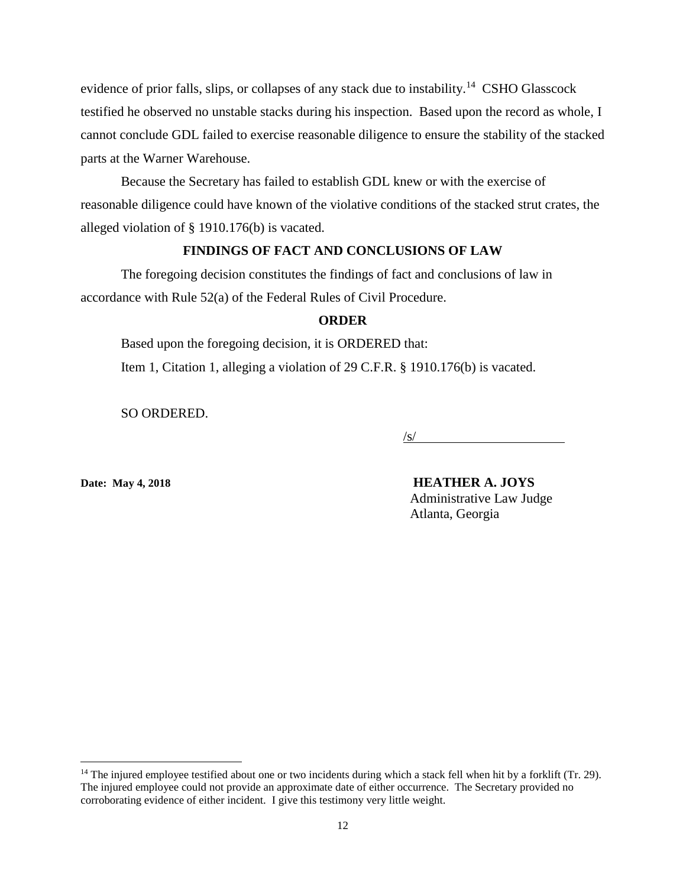evidence of prior falls, slips, or collapses of any stack due to instability.[14] CSHO Glasscock testified he observed no unstable stacks during his inspection. Based upon the record as whole, I cannot conclude GDL failed to exercise reasonable diligence to ensure the stability of the stacked parts at the Warner Warehouse.

Because the Secretary has failed to establish GDL knew or with the exercise of reasonable diligence could have known of the violative conditions of the stacked strut crates, the alleged violation of § 1910.176(b) is vacated.

## FINDINGS OF FACT AND CONCLUSIONS OF LAW

The foregoing decision constitutes the findings of fact and conclusions of law in accordance with Rule 52(a) of the Federal Rules of Civil Procedure.

## ORDER

Based upon the foregoing decision, it is ORDERED that:

Item 1, Citation 1, alleging a violation of 29 C.F.R. § 1910.176(b) is vacated.

SO ORDERED.

/s/

**Date: May 4, 2018**

**HEATHER A. JOYS**
Administrative Law Judge
Atlanta, Georgia

[14] The injured employee testified about one or two incidents during which a stack fell when hit by a forklift (Tr. 29). The injured employee could not provide an approximate date of either occurrence. The Secretary provided no corroborating evidence of either incident. I give this testimony very little weight.